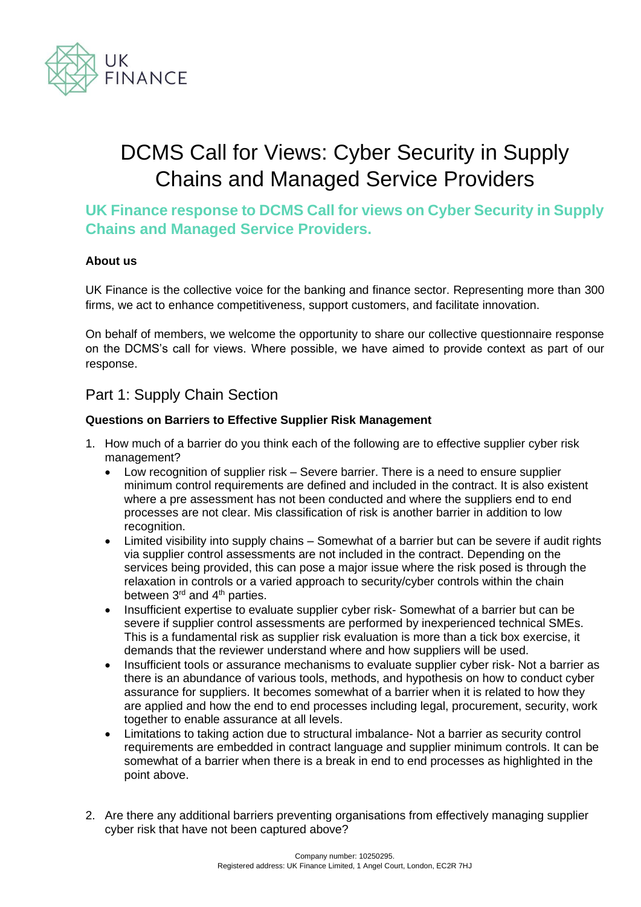# DCMS Call for Views: Cyber Security in Supply Chains and Managed Service Providers

## UK Finance response to DCMS Call for views on Cyber Security in Supply Chains and Managed Service Providers.

**About us**

UK Finance is the collective voice for the banking and finance sector. Representing more than 300 firms, we act to enhance competitiveness, support customers, and facilitate innovation.

On behalf of members, we welcome the opportunity to share our collective questionnaire response on the DCMS's call for views. Where possible, we have aimed to provide context as part of our response.

## Part 1: Supply Chain Section

**Questions on Barriers to Effective Supplier Risk Management**

1. How much of a barrier do you think each of the following are to effective supplier cyber risk management?
   - Low recognition of supplier risk – Severe barrier. There is a need to ensure supplier minimum control requirements are defined and included in the contract. It is also existent where a pre assessment has not been conducted and where the suppliers end to end processes are not clear. Mis classification of risk is another barrier in addition to low recognition.
   - Limited visibility into supply chains – Somewhat of a barrier but can be severe if audit rights via supplier control assessments are not included in the contract. Depending on the services being provided, this can pose a major issue where the risk posed is through the relaxation in controls or a varied approach to security/cyber controls within the chain between 3rd and 4th parties.
   - Insufficient expertise to evaluate supplier cyber risk- Somewhat of a barrier but can be severe if supplier control assessments are performed by inexperienced technical SMEs. This is a fundamental risk as supplier risk evaluation is more than a tick box exercise, it demands that the reviewer understand where and how suppliers will be used.
   - Insufficient tools or assurance mechanisms to evaluate supplier cyber risk- Not a barrier as there is an abundance of various tools, methods, and hypothesis on how to conduct cyber assurance for suppliers. It becomes somewhat of a barrier when it is related to how they are applied and how the end to end processes including legal, procurement, security, work together to enable assurance at all levels.
   - Limitations to taking action due to structural imbalance- Not a barrier as security control requirements are embedded in contract language and supplier minimum controls. It can be somewhat of a barrier when there is a break in end to end processes as highlighted in the point above.

2. Are there any additional barriers preventing organisations from effectively managing supplier cyber risk that have not been captured above?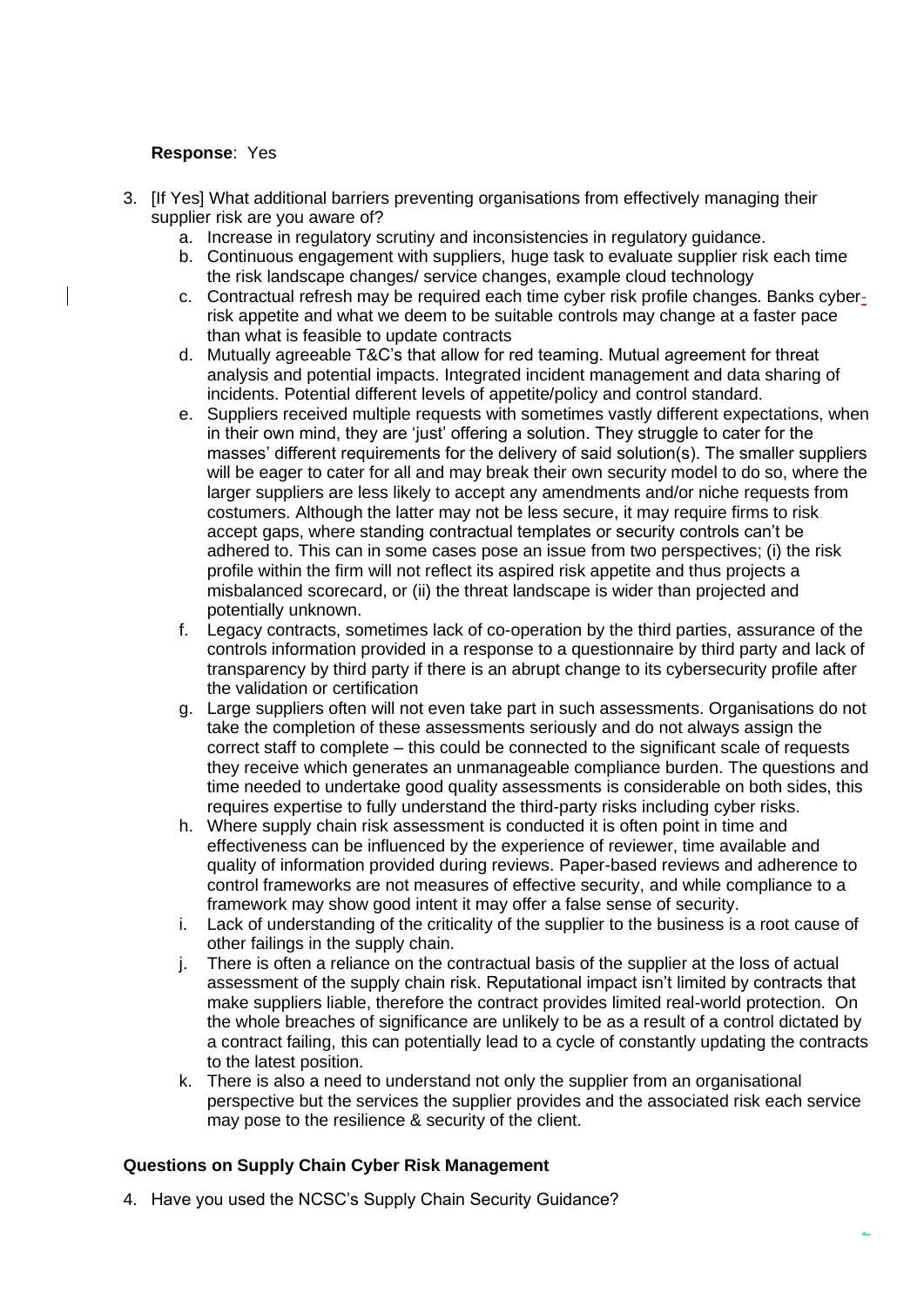**Response**: Yes

3. [If Yes] What additional barriers preventing organisations from effectively managing their supplier risk are you aware of?
   a. Increase in regulatory scrutiny and inconsistencies in regulatory guidance.
   b. Continuous engagement with suppliers, huge task to evaluate supplier risk each time the risk landscape changes/ service changes, example cloud technology
   c. Contractual refresh may be required each time cyber risk profile changes. Banks cyber-risk appetite and what we deem to be suitable controls may change at a faster pace than what is feasible to update contracts
   d. Mutually agreeable T&C's that allow for red teaming. Mutual agreement for threat analysis and potential impacts. Integrated incident management and data sharing of incidents. Potential different levels of appetite/policy and control standard.
   e. Suppliers received multiple requests with sometimes vastly different expectations, when in their own mind, they are 'just' offering a solution. They struggle to cater for the masses' different requirements for the delivery of said solution(s). The smaller suppliers will be eager to cater for all and may break their own security model to do so, where the larger suppliers are less likely to accept any amendments and/or niche requests from costumers. Although the latter may not be less secure, it may require firms to risk accept gaps, where standing contractual templates or security controls can't be adhered to. This can in some cases pose an issue from two perspectives; (i) the risk profile within the firm will not reflect its aspired risk appetite and thus projects a misbalanced scorecard, or (ii) the threat landscape is wider than projected and potentially unknown.
   f. Legacy contracts, sometimes lack of co-operation by the third parties, assurance of the controls information provided in a response to a questionnaire by third party and lack of transparency by third party if there is an abrupt change to its cybersecurity profile after the validation or certification
   g. Large suppliers often will not even take part in such assessments. Organisations do not take the completion of these assessments seriously and do not always assign the correct staff to complete – this could be connected to the significant scale of requests they receive which generates an unmanageable compliance burden. The questions and time needed to undertake good quality assessments is considerable on both sides, this requires expertise to fully understand the third-party risks including cyber risks.
   h. Where supply chain risk assessment is conducted it is often point in time and effectiveness can be influenced by the experience of reviewer, time available and quality of information provided during reviews. Paper-based reviews and adherence to control frameworks are not measures of effective security, and while compliance to a framework may show good intent it may offer a false sense of security.
   i. Lack of understanding of the criticality of the supplier to the business is a root cause of other failings in the supply chain.
   j. There is often a reliance on the contractual basis of the supplier at the loss of actual assessment of the supply chain risk. Reputational impact isn't limited by contracts that make suppliers liable, therefore the contract provides limited real-world protection. On the whole breaches of significance are unlikely to be as a result of a control dictated by a contract failing, this can potentially lead to a cycle of constantly updating the contracts to the latest position.
   k. There is also a need to understand not only the supplier from an organisational perspective but the services the supplier provides and the associated risk each service may pose to the resilience & security of the client.

**Questions on Supply Chain Cyber Risk Management**

4. Have you used the NCSC's Supply Chain Security Guidance?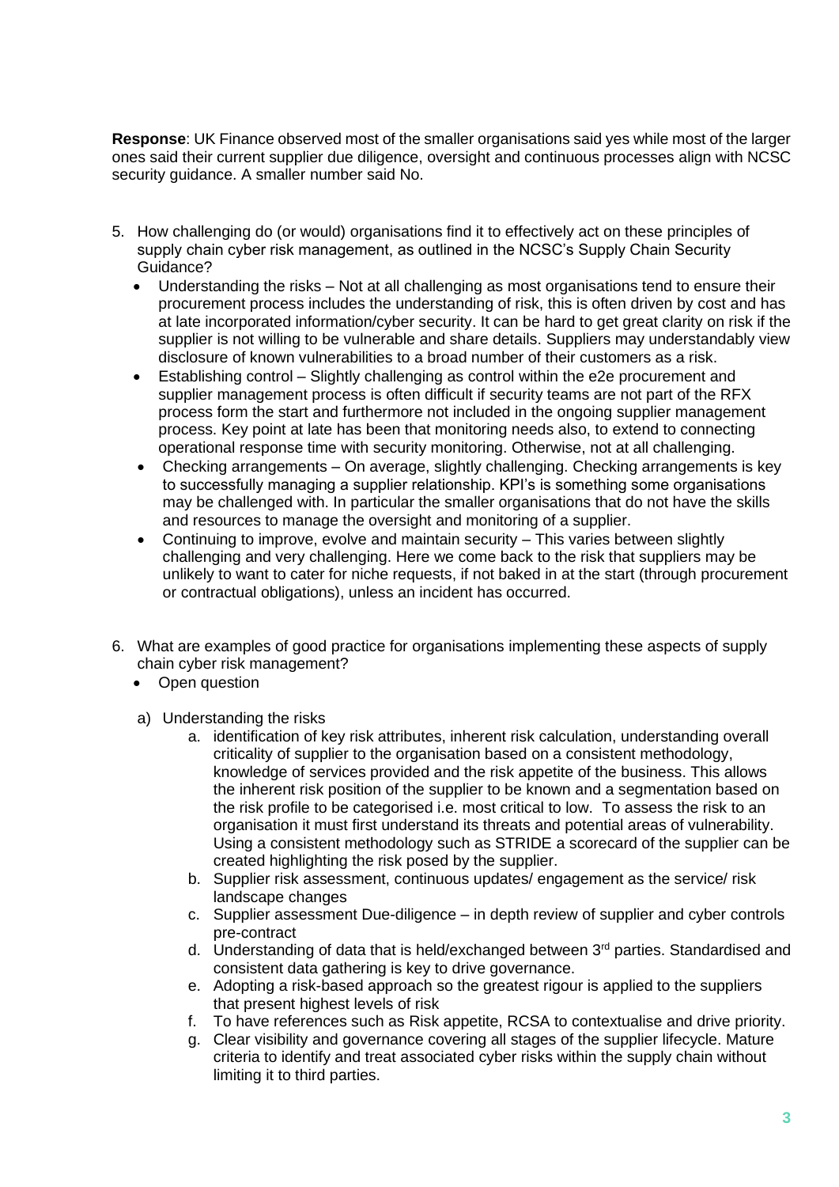**Response**: UK Finance observed most of the smaller organisations said yes while most of the larger ones said their current supplier due diligence, oversight and continuous processes align with NCSC security guidance. A smaller number said No.

5. How challenging do (or would) organisations find it to effectively act on these principles of supply chain cyber risk management, as outlined in the NCSC's Supply Chain Security Guidance?
   - Understanding the risks – Not at all challenging as most organisations tend to ensure their procurement process includes the understanding of risk, this is often driven by cost and has at late incorporated information/cyber security. It can be hard to get great clarity on risk if the supplier is not willing to be vulnerable and share details. Suppliers may understandably view disclosure of known vulnerabilities to a broad number of their customers as a risk.
   - Establishing control – Slightly challenging as control within the e2e procurement and supplier management process is often difficult if security teams are not part of the RFX process form the start and furthermore not included in the ongoing supplier management process. Key point at late has been that monitoring needs also, to extend to connecting operational response time with security monitoring. Otherwise, not at all challenging.
   - Checking arrangements – On average, slightly challenging. Checking arrangements is key to successfully managing a supplier relationship. KPI's is something some organisations may be challenged with. In particular the smaller organisations that do not have the skills and resources to manage the oversight and monitoring of a supplier.
   - Continuing to improve, evolve and maintain security – This varies between slightly challenging and very challenging. Here we come back to the risk that suppliers may be unlikely to want to cater for niche requests, if not baked in at the start (through procurement or contractual obligations), unless an incident has occurred.

6. What are examples of good practice for organisations implementing these aspects of supply chain cyber risk management?
   - Open question

   a) Understanding the risks
      a. identification of key risk attributes, inherent risk calculation, understanding overall criticality of supplier to the organisation based on a consistent methodology, knowledge of services provided and the risk appetite of the business. This allows the inherent risk position of the supplier to be known and a segmentation based on the risk profile to be categorised i.e. most critical to low. To assess the risk to an organisation it must first understand its threats and potential areas of vulnerability. Using a consistent methodology such as STRIDE a scorecard of the supplier can be created highlighting the risk posed by the supplier.
      b. Supplier risk assessment, continuous updates/ engagement as the service/ risk landscape changes
      c. Supplier assessment Due-diligence – in depth review of supplier and cyber controls pre-contract
      d. Understanding of data that is held/exchanged between 3rd parties. Standardised and consistent data gathering is key to drive governance.
      e. Adopting a risk-based approach so the greatest rigour is applied to the suppliers that present highest levels of risk
      f. To have references such as Risk appetite, RCSA to contextualise and drive priority.
      g. Clear visibility and governance covering all stages of the supplier lifecycle. Mature criteria to identify and treat associated cyber risks within the supply chain without limiting it to third parties.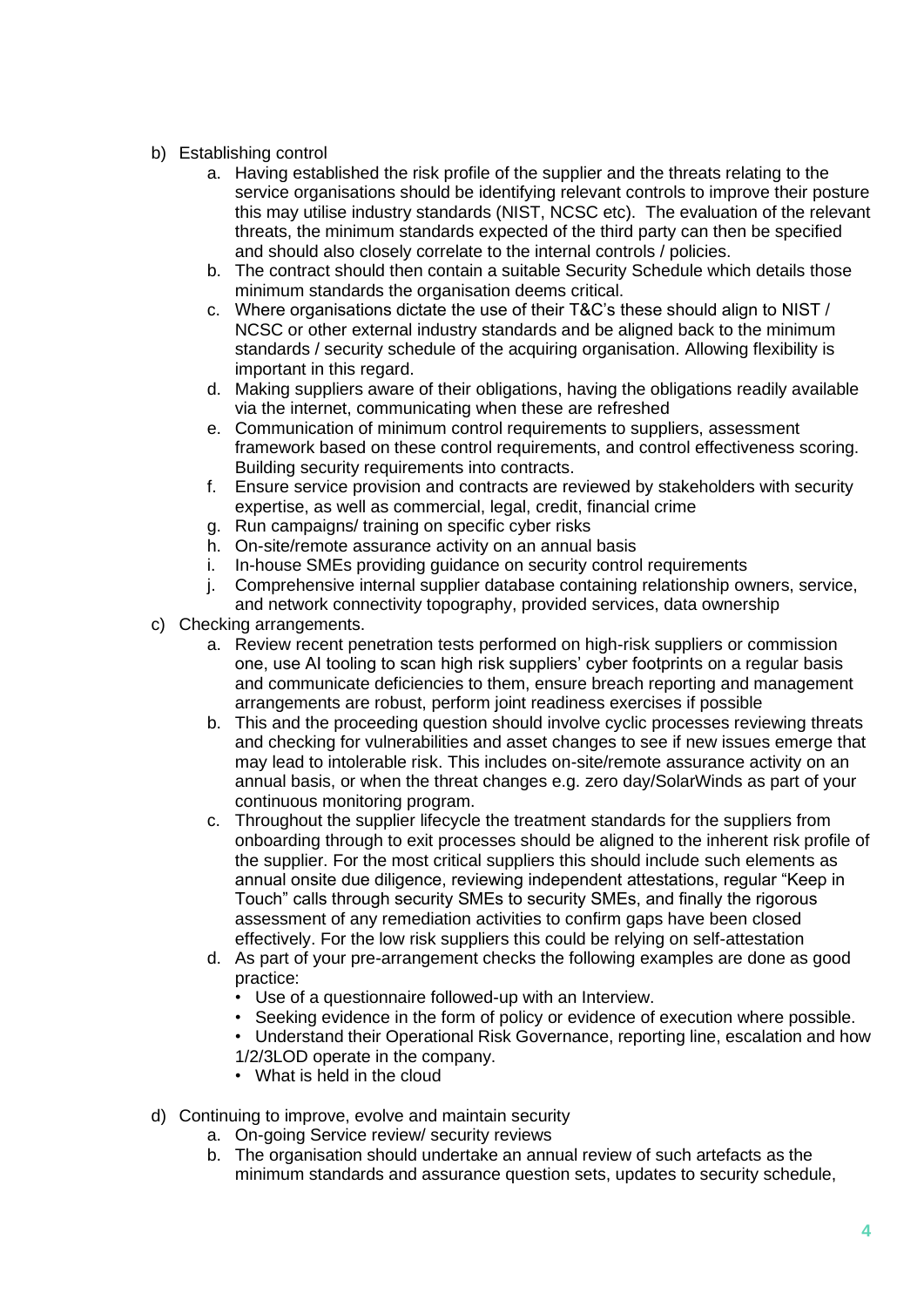b) Establishing control
    a. Having established the risk profile of the supplier and the threats relating to the service organisations should be identifying relevant controls to improve their posture this may utilise industry standards (NIST, NCSC etc). The evaluation of the relevant threats, the minimum standards expected of the third party can then be specified and should also closely correlate to the internal controls / policies.
    b. The contract should then contain a suitable Security Schedule which details those minimum standards the organisation deems critical.
    c. Where organisations dictate the use of their T&C's these should align to NIST / NCSC or other external industry standards and be aligned back to the minimum standards / security schedule of the acquiring organisation. Allowing flexibility is important in this regard.
    d. Making suppliers aware of their obligations, having the obligations readily available via the internet, communicating when these are refreshed
    e. Communication of minimum control requirements to suppliers, assessment framework based on these control requirements, and control effectiveness scoring. Building security requirements into contracts.
    f. Ensure service provision and contracts are reviewed by stakeholders with security expertise, as well as commercial, legal, credit, financial crime
    g. Run campaigns/ training on specific cyber risks
    h. On-site/remote assurance activity on an annual basis
    i. In-house SMEs providing guidance on security control requirements
    j. Comprehensive internal supplier database containing relationship owners, service, and network connectivity topography, provided services, data ownership

c) Checking arrangements.
    a. Review recent penetration tests performed on high-risk suppliers or commission one, use AI tooling to scan high risk suppliers' cyber footprints on a regular basis and communicate deficiencies to them, ensure breach reporting and management arrangements are robust, perform joint readiness exercises if possible
    b. This and the proceeding question should involve cyclic processes reviewing threats and checking for vulnerabilities and asset changes to see if new issues emerge that may lead to intolerable risk. This includes on-site/remote assurance activity on an annual basis, or when the threat changes e.g. zero day/SolarWinds as part of your continuous monitoring program.
    c. Throughout the supplier lifecycle the treatment standards for the suppliers from onboarding through to exit processes should be aligned to the inherent risk profile of the supplier. For the most critical suppliers this should include such elements as annual onsite due diligence, reviewing independent attestations, regular "Keep in Touch" calls through security SMEs to security SMEs, and finally the rigorous assessment of any remediation activities to confirm gaps have been closed effectively. For the low risk suppliers this could be relying on self-attestation
    d. As part of your pre-arrangement checks the following examples are done as good practice:
        - Use of a questionnaire followed-up with an Interview.
        - Seeking evidence in the form of policy or evidence of execution where possible.
        - Understand their Operational Risk Governance, reporting line, escalation and how 1/2/3LOD operate in the company.
        - What is held in the cloud

d) Continuing to improve, evolve and maintain security
    a. On-going Service review/ security reviews
    b. The organisation should undertake an annual review of such artefacts as the minimum standards and assurance question sets, updates to security schedule,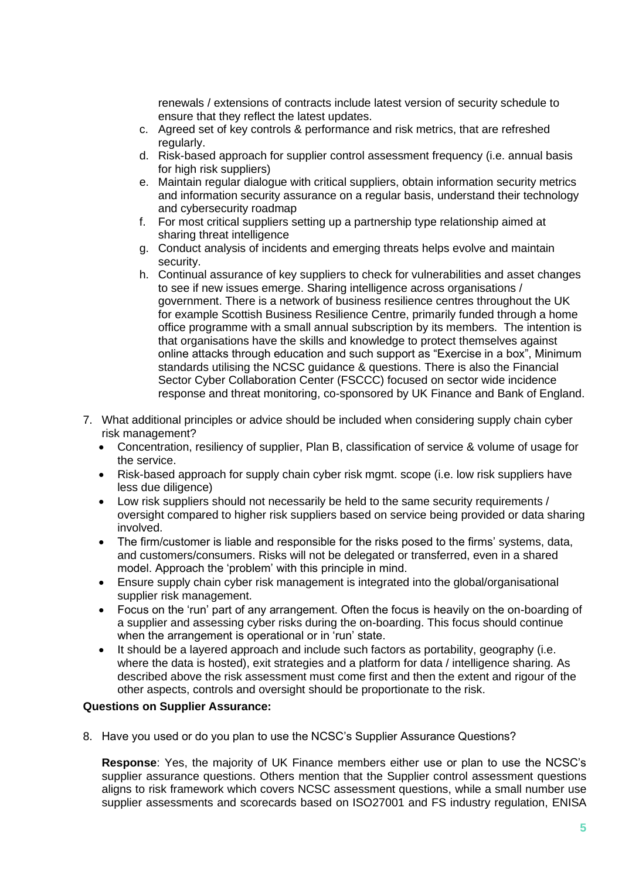renewals / extensions of contracts include latest version of security schedule to ensure that they reflect the latest updates.

c. Agreed set of key controls & performance and risk metrics, that are refreshed regularly.
d. Risk-based approach for supplier control assessment frequency (i.e. annual basis for high risk suppliers)
e. Maintain regular dialogue with critical suppliers, obtain information security metrics and information security assurance on a regular basis, understand their technology and cybersecurity roadmap
f. For most critical suppliers setting up a partnership type relationship aimed at sharing threat intelligence
g. Conduct analysis of incidents and emerging threats helps evolve and maintain security.
h. Continual assurance of key suppliers to check for vulnerabilities and asset changes to see if new issues emerge. Sharing intelligence across organisations / government. There is a network of business resilience centres throughout the UK for example Scottish Business Resilience Centre, primarily funded through a home office programme with a small annual subscription by its members. The intention is that organisations have the skills and knowledge to protect themselves against online attacks through education and such support as "Exercise in a box", Minimum standards utilising the NCSC guidance & questions. There is also the Financial Sector Cyber Collaboration Center (FSCCC) focused on sector wide incidence response and threat monitoring, co-sponsored by UK Finance and Bank of England.

7. What additional principles or advice should be included when considering supply chain cyber risk management?
   - Concentration, resiliency of supplier, Plan B, classification of service & volume of usage for the service.
   - Risk-based approach for supply chain cyber risk mgmt. scope (i.e. low risk suppliers have less due diligence)
   - Low risk suppliers should not necessarily be held to the same security requirements / oversight compared to higher risk suppliers based on service being provided or data sharing involved.
   - The firm/customer is liable and responsible for the risks posed to the firms' systems, data, and customers/consumers. Risks will not be delegated or transferred, even in a shared model. Approach the 'problem' with this principle in mind.
   - Ensure supply chain cyber risk management is integrated into the global/organisational supplier risk management.
   - Focus on the 'run' part of any arrangement. Often the focus is heavily on the on-boarding of a supplier and assessing cyber risks during the on-boarding. This focus should continue when the arrangement is operational or in 'run' state.
   - It should be a layered approach and include such factors as portability, geography (i.e. where the data is hosted), exit strategies and a platform for data / intelligence sharing. As described above the risk assessment must come first and then the extent and rigour of the other aspects, controls and oversight should be proportionate to the risk.

**Questions on Supplier Assurance:**

8. Have you used or do you plan to use the NCSC's Supplier Assurance Questions?

   **Response**: Yes, the majority of UK Finance members either use or plan to use the NCSC's supplier assurance questions. Others mention that the Supplier control assessment questions aligns to risk framework which covers NCSC assessment questions, while a small number use supplier assessments and scorecards based on ISO27001 and FS industry regulation, ENISA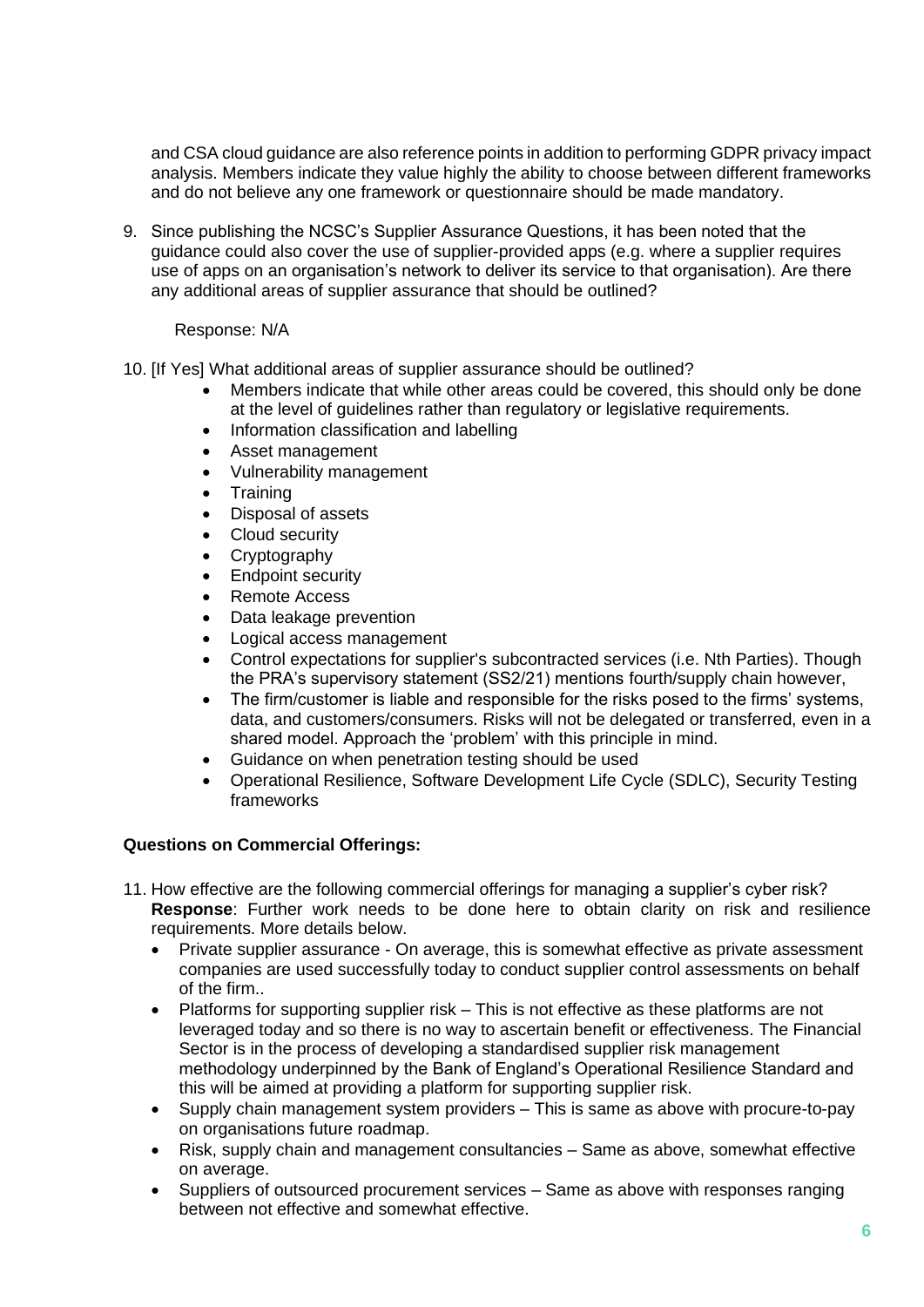and CSA cloud guidance are also reference points in addition to performing GDPR privacy impact analysis. Members indicate they value highly the ability to choose between different frameworks and do not believe any one framework or questionnaire should be made mandatory.

9. Since publishing the NCSC's Supplier Assurance Questions, it has been noted that the guidance could also cover the use of supplier-provided apps (e.g. where a supplier requires use of apps on an organisation's network to deliver its service to that organisation). Are there any additional areas of supplier assurance that should be outlined?

   Response: N/A

10. [If Yes] What additional areas of supplier assurance should be outlined?
    - Members indicate that while other areas could be covered, this should only be done at the level of guidelines rather than regulatory or legislative requirements.
    - Information classification and labelling
    - Asset management
    - Vulnerability management
    - Training
    - Disposal of assets
    - Cloud security
    - Cryptography
    - Endpoint security
    - Remote Access
    - Data leakage prevention
    - Logical access management
    - Control expectations for supplier's subcontracted services (i.e. Nth Parties). Though the PRA's supervisory statement (SS2/21) mentions fourth/supply chain however,
    - The firm/customer is liable and responsible for the risks posed to the firms' systems, data, and customers/consumers. Risks will not be delegated or transferred, even in a shared model. Approach the 'problem' with this principle in mind.
    - Guidance on when penetration testing should be used
    - Operational Resilience, Software Development Life Cycle (SDLC), Security Testing frameworks

**Questions on Commercial Offerings:**

11. How effective are the following commercial offerings for managing a supplier's cyber risk?
    **Response**: Further work needs to be done here to obtain clarity on risk and resilience requirements. More details below.
    - Private supplier assurance - On average, this is somewhat effective as private assessment companies are used successfully today to conduct supplier control assessments on behalf of the firm..
    - Platforms for supporting supplier risk – This is not effective as these platforms are not leveraged today and so there is no way to ascertain benefit or effectiveness. The Financial Sector is in the process of developing a standardised supplier risk management methodology underpinned by the Bank of England's Operational Resilience Standard and this will be aimed at providing a platform for supporting supplier risk.
    - Supply chain management system providers – This is same as above with procure-to-pay on organisations future roadmap.
    - Risk, supply chain and management consultancies – Same as above, somewhat effective on average.
    - Suppliers of outsourced procurement services – Same as above with responses ranging between not effective and somewhat effective.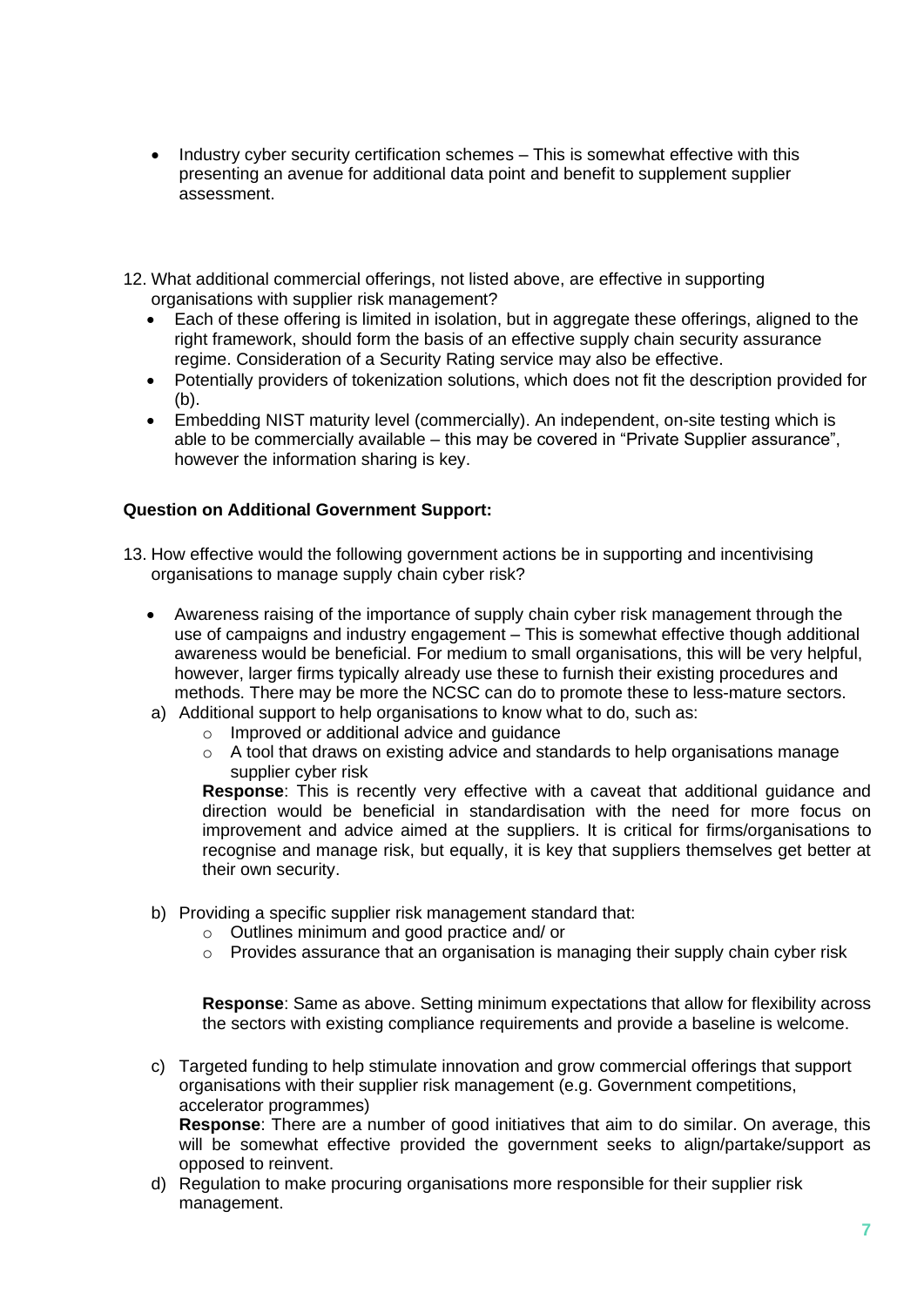- Industry cyber security certification schemes – This is somewhat effective with this presenting an avenue for additional data point and benefit to supplement supplier assessment.

12. What additional commercial offerings, not listed above, are effective in supporting organisations with supplier risk management?
    - Each of these offering is limited in isolation, but in aggregate these offerings, aligned to the right framework, should form the basis of an effective supply chain security assurance regime. Consideration of a Security Rating service may also be effective.
    - Potentially providers of tokenization solutions, which does not fit the description provided for (b).
    - Embedding NIST maturity level (commercially). An independent, on-site testing which is able to be commercially available – this may be covered in "Private Supplier assurance", however the information sharing is key.

**Question on Additional Government Support:**

13. How effective would the following government actions be in supporting and incentivising organisations to manage supply chain cyber risk?

    - Awareness raising of the importance of supply chain cyber risk management through the use of campaigns and industry engagement – This is somewhat effective though additional awareness would be beneficial. For medium to small organisations, this will be very helpful, however, larger firms typically already use these to furnish their existing procedures and methods. There may be more the NCSC can do to promote these to less-mature sectors.

    a) Additional support to help organisations to know what to do, such as:
       - Improved or additional advice and guidance
       - A tool that draws on existing advice and standards to help organisations manage supplier cyber risk

       **Response**: This is recently very effective with a caveat that additional guidance and direction would be beneficial in standardisation with the need for more focus on improvement and advice aimed at the suppliers. It is critical for firms/organisations to recognise and manage risk, but equally, it is key that suppliers themselves get better at their own security.

    b) Providing a specific supplier risk management standard that:
       - Outlines minimum and good practice and/ or
       - Provides assurance that an organisation is managing their supply chain cyber risk

       **Response**: Same as above. Setting minimum expectations that allow for flexibility across the sectors with existing compliance requirements and provide a baseline is welcome.

    c) Targeted funding to help stimulate innovation and grow commercial offerings that support organisations with their supplier risk management (e.g. Government competitions, accelerator programmes)

       **Response**: There are a number of good initiatives that aim to do similar. On average, this will be somewhat effective provided the government seeks to align/partake/support as opposed to reinvent.

    d) Regulation to make procuring organisations more responsible for their supplier risk management.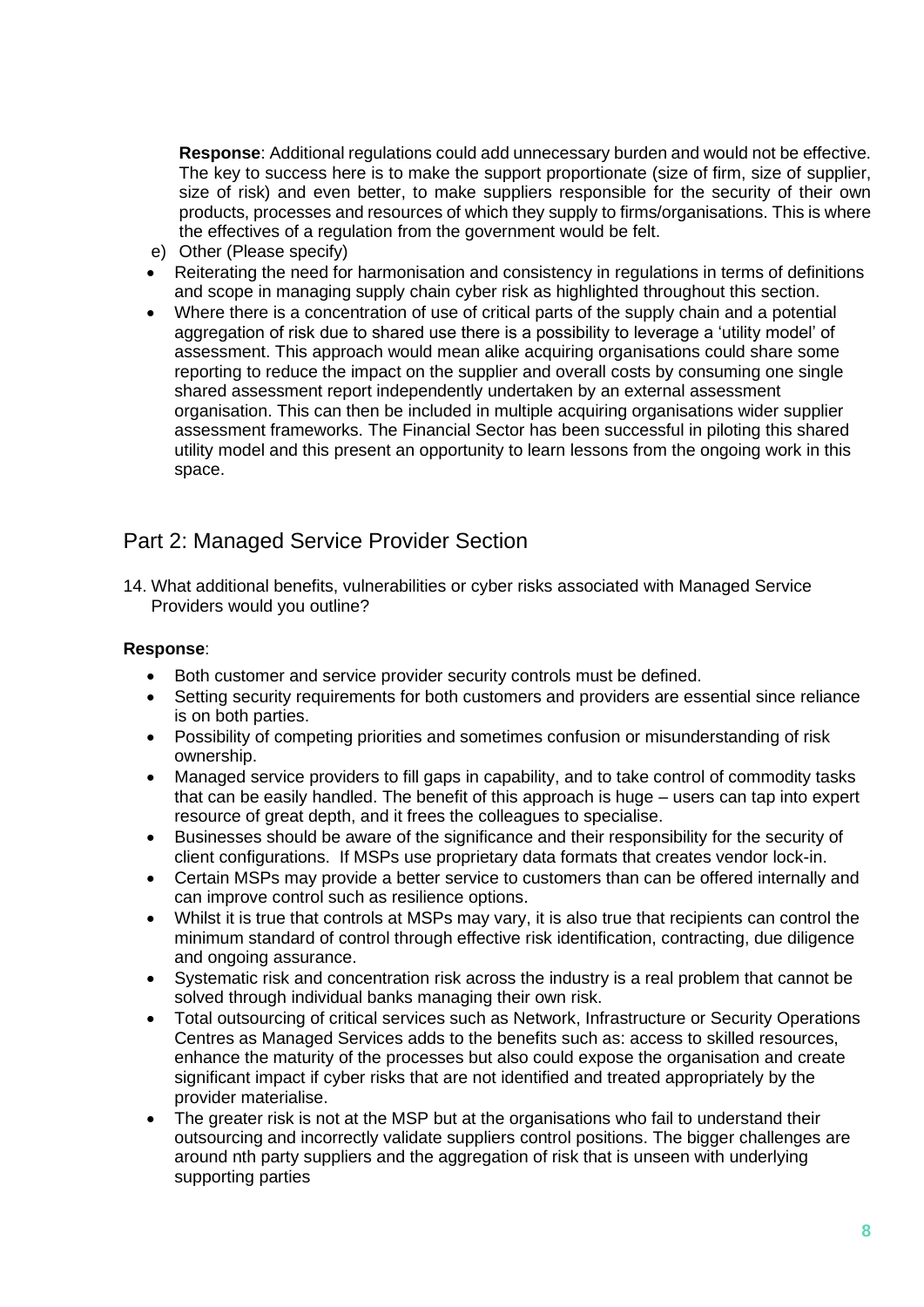**Response**: Additional regulations could add unnecessary burden and would not be effective. The key to success here is to make the support proportionate (size of firm, size of supplier, size of risk) and even better, to make suppliers responsible for the security of their own products, processes and resources of which they supply to firms/organisations. This is where the effectives of a regulation from the government would be felt.

e) Other (Please specify)

- Reiterating the need for harmonisation and consistency in regulations in terms of definitions and scope in managing supply chain cyber risk as highlighted throughout this section.
- Where there is a concentration of use of critical parts of the supply chain and a potential aggregation of risk due to shared use there is a possibility to leverage a 'utility model' of assessment. This approach would mean alike acquiring organisations could share some reporting to reduce the impact on the supplier and overall costs by consuming one single shared assessment report independently undertaken by an external assessment organisation. This can then be included in multiple acquiring organisations wider supplier assessment frameworks. The Financial Sector has been successful in piloting this shared utility model and this present an opportunity to learn lessons from the ongoing work in this space.

## Part 2: Managed Service Provider Section

14. What additional benefits, vulnerabilities or cyber risks associated with Managed Service Providers would you outline?

**Response**:

- Both customer and service provider security controls must be defined.
- Setting security requirements for both customers and providers are essential since reliance is on both parties.
- Possibility of competing priorities and sometimes confusion or misunderstanding of risk ownership.
- Managed service providers to fill gaps in capability, and to take control of commodity tasks that can be easily handled. The benefit of this approach is huge – users can tap into expert resource of great depth, and it frees the colleagues to specialise.
- Businesses should be aware of the significance and their responsibility for the security of client configurations. If MSPs use proprietary data formats that creates vendor lock-in.
- Certain MSPs may provide a better service to customers than can be offered internally and can improve control such as resilience options.
- Whilst it is true that controls at MSPs may vary, it is also true that recipients can control the minimum standard of control through effective risk identification, contracting, due diligence and ongoing assurance.
- Systematic risk and concentration risk across the industry is a real problem that cannot be solved through individual banks managing their own risk.
- Total outsourcing of critical services such as Network, Infrastructure or Security Operations Centres as Managed Services adds to the benefits such as: access to skilled resources, enhance the maturity of the processes but also could expose the organisation and create significant impact if cyber risks that are not identified and treated appropriately by the provider materialise.
- The greater risk is not at the MSP but at the organisations who fail to understand their outsourcing and incorrectly validate suppliers control positions. The bigger challenges are around nth party suppliers and the aggregation of risk that is unseen with underlying supporting parties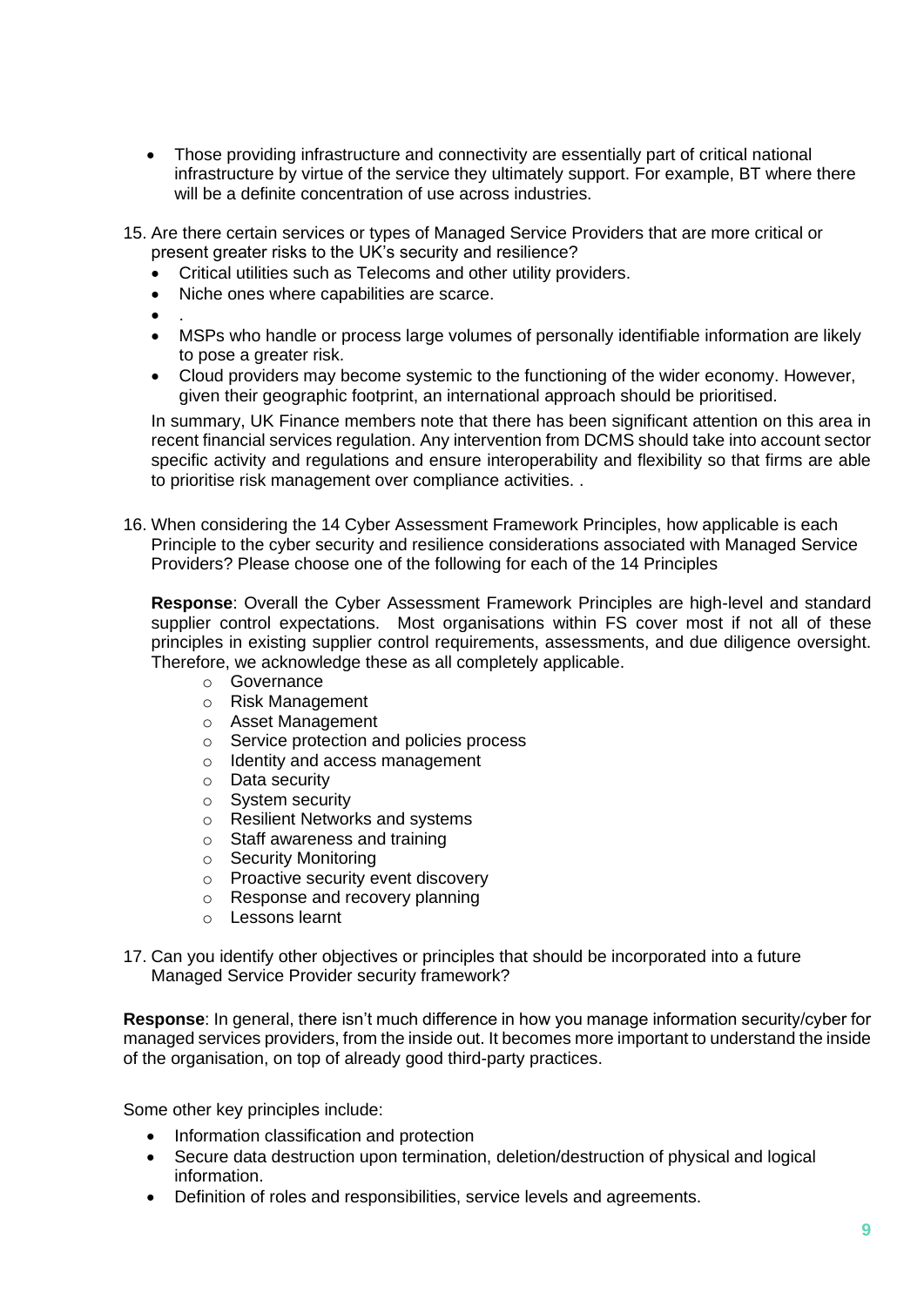- Those providing infrastructure and connectivity are essentially part of critical national infrastructure by virtue of the service they ultimately support. For example, BT where there will be a definite concentration of use across industries.

15. Are there certain services or types of Managed Service Providers that are more critical or present greater risks to the UK's security and resilience?
    - Critical utilities such as Telecoms and other utility providers.
    - Niche ones where capabilities are scarce.
    - .
    - MSPs who handle or process large volumes of personally identifiable information are likely to pose a greater risk.
    - Cloud providers may become systemic to the functioning of the wider economy. However, given their geographic footprint, an international approach should be prioritised.

    In summary, UK Finance members note that there has been significant attention on this area in recent financial services regulation. Any intervention from DCMS should take into account sector specific activity and regulations and ensure interoperability and flexibility so that firms are able to prioritise risk management over compliance activities. .

16. When considering the 14 Cyber Assessment Framework Principles, how applicable is each Principle to the cyber security and resilience considerations associated with Managed Service Providers? Please choose one of the following for each of the 14 Principles

    **Response**: Overall the Cyber Assessment Framework Principles are high-level and standard supplier control expectations. Most organisations within FS cover most if not all of these principles in existing supplier control requirements, assessments, and due diligence oversight. Therefore, we acknowledge these as all completely applicable.
    - Governance
    - Risk Management
    - Asset Management
    - Service protection and policies process
    - Identity and access management
    - Data security
    - System security
    - Resilient Networks and systems
    - Staff awareness and training
    - Security Monitoring
    - Proactive security event discovery
    - Response and recovery planning
    - Lessons learnt

17. Can you identify other objectives or principles that should be incorporated into a future Managed Service Provider security framework?

**Response**: In general, there isn't much difference in how you manage information security/cyber for managed services providers, from the inside out. It becomes more important to understand the inside of the organisation, on top of already good third-party practices.

Some other key principles include:

- Information classification and protection
- Secure data destruction upon termination, deletion/destruction of physical and logical information.
- Definition of roles and responsibilities, service levels and agreements.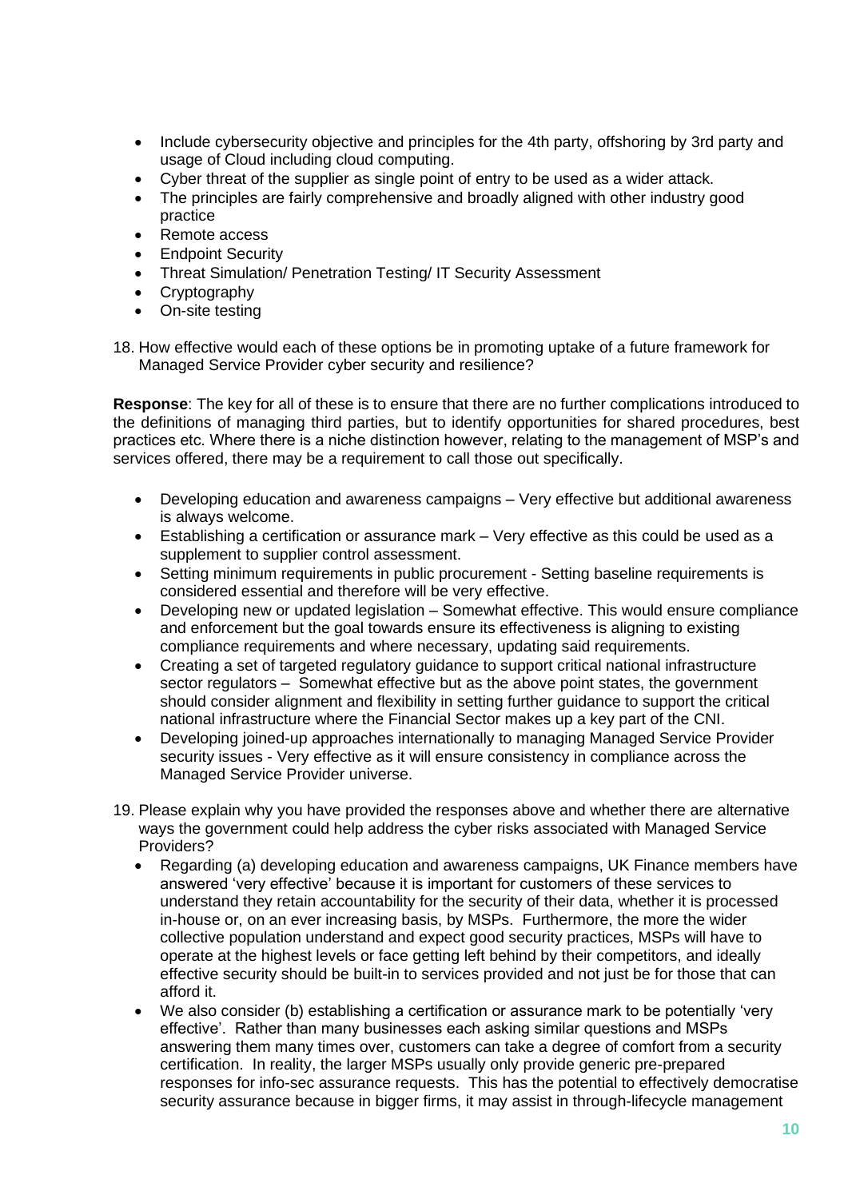- Include cybersecurity objective and principles for the 4th party, offshoring by 3rd party and usage of Cloud including cloud computing.
- Cyber threat of the supplier as single point of entry to be used as a wider attack.
- The principles are fairly comprehensive and broadly aligned with other industry good practice
- Remote access
- Endpoint Security
- Threat Simulation/ Penetration Testing/ IT Security Assessment
- Cryptography
- On-site testing

18. How effective would each of these options be in promoting uptake of a future framework for Managed Service Provider cyber security and resilience?

**Response**: The key for all of these is to ensure that there are no further complications introduced to the definitions of managing third parties, but to identify opportunities for shared procedures, best practices etc. Where there is a niche distinction however, relating to the management of MSP's and services offered, there may be a requirement to call those out specifically.

- Developing education and awareness campaigns – Very effective but additional awareness is always welcome.
- Establishing a certification or assurance mark – Very effective as this could be used as a supplement to supplier control assessment.
- Setting minimum requirements in public procurement - Setting baseline requirements is considered essential and therefore will be very effective.
- Developing new or updated legislation – Somewhat effective. This would ensure compliance and enforcement but the goal towards ensure its effectiveness is aligning to existing compliance requirements and where necessary, updating said requirements.
- Creating a set of targeted regulatory guidance to support critical national infrastructure sector regulators – Somewhat effective but as the above point states, the government should consider alignment and flexibility in setting further guidance to support the critical national infrastructure where the Financial Sector makes up a key part of the CNI.
- Developing joined-up approaches internationally to managing Managed Service Provider security issues - Very effective as it will ensure consistency in compliance across the Managed Service Provider universe.

19. Please explain why you have provided the responses above and whether there are alternative ways the government could help address the cyber risks associated with Managed Service Providers?
    - Regarding (a) developing education and awareness campaigns, UK Finance members have answered 'very effective' because it is important for customers of these services to understand they retain accountability for the security of their data, whether it is processed in-house or, on an ever increasing basis, by MSPs. Furthermore, the more the wider collective population understand and expect good security practices, MSPs will have to operate at the highest levels or face getting left behind by their competitors, and ideally effective security should be built-in to services provided and not just be for those that can afford it.
    - We also consider (b) establishing a certification or assurance mark to be potentially 'very effective'. Rather than many businesses each asking similar questions and MSPs answering them many times over, customers can take a degree of comfort from a security certification. In reality, the larger MSPs usually only provide generic pre-prepared responses for info-sec assurance requests. This has the potential to effectively democratise security assurance because in bigger firms, it may assist in through-lifecycle management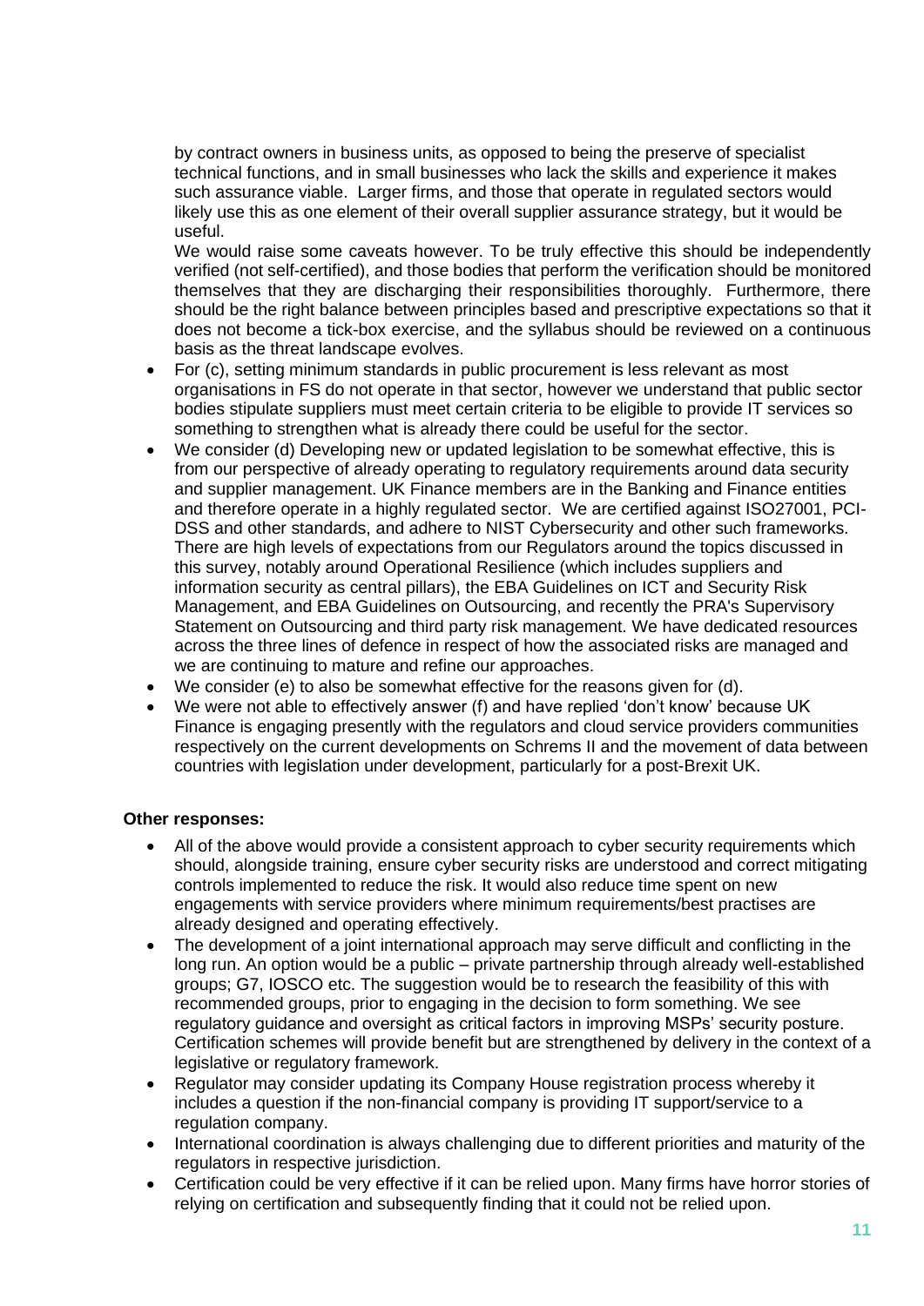by contract owners in business units, as opposed to being the preserve of specialist technical functions, and in small businesses who lack the skills and experience it makes such assurance viable. Larger firms, and those that operate in regulated sectors would likely use this as one element of their overall supplier assurance strategy, but it would be useful.

We would raise some caveats however. To be truly effective this should be independently verified (not self-certified), and those bodies that perform the verification should be monitored themselves that they are discharging their responsibilities thoroughly. Furthermore, there should be the right balance between principles based and prescriptive expectations so that it does not become a tick-box exercise, and the syllabus should be reviewed on a continuous basis as the threat landscape evolves.

- For (c), setting minimum standards in public procurement is less relevant as most organisations in FS do not operate in that sector, however we understand that public sector bodies stipulate suppliers must meet certain criteria to be eligible to provide IT services so something to strengthen what is already there could be useful for the sector.
- We consider (d) Developing new or updated legislation to be somewhat effective, this is from our perspective of already operating to regulatory requirements around data security and supplier management. UK Finance members are in the Banking and Finance entities and therefore operate in a highly regulated sector. We are certified against ISO27001, PCI-DSS and other standards, and adhere to NIST Cybersecurity and other such frameworks. There are high levels of expectations from our Regulators around the topics discussed in this survey, notably around Operational Resilience (which includes suppliers and information security as central pillars), the EBA Guidelines on ICT and Security Risk Management, and EBA Guidelines on Outsourcing, and recently the PRA's Supervisory Statement on Outsourcing and third party risk management. We have dedicated resources across the three lines of defence in respect of how the associated risks are managed and we are continuing to mature and refine our approaches.
- We consider (e) to also be somewhat effective for the reasons given for (d).
- We were not able to effectively answer (f) and have replied 'don't know' because UK Finance is engaging presently with the regulators and cloud service providers communities respectively on the current developments on Schrems II and the movement of data between countries with legislation under development, particularly for a post-Brexit UK.

**Other responses:**

- All of the above would provide a consistent approach to cyber security requirements which should, alongside training, ensure cyber security risks are understood and correct mitigating controls implemented to reduce the risk. It would also reduce time spent on new engagements with service providers where minimum requirements/best practises are already designed and operating effectively.
- The development of a joint international approach may serve difficult and conflicting in the long run. An option would be a public – private partnership through already well-established groups; G7, IOSCO etc. The suggestion would be to research the feasibility of this with recommended groups, prior to engaging in the decision to form something. We see regulatory guidance and oversight as critical factors in improving MSPs' security posture. Certification schemes will provide benefit but are strengthened by delivery in the context of a legislative or regulatory framework.
- Regulator may consider updating its Company House registration process whereby it includes a question if the non-financial company is providing IT support/service to a regulation company.
- International coordination is always challenging due to different priorities and maturity of the regulators in respective jurisdiction.
- Certification could be very effective if it can be relied upon. Many firms have horror stories of relying on certification and subsequently finding that it could not be relied upon.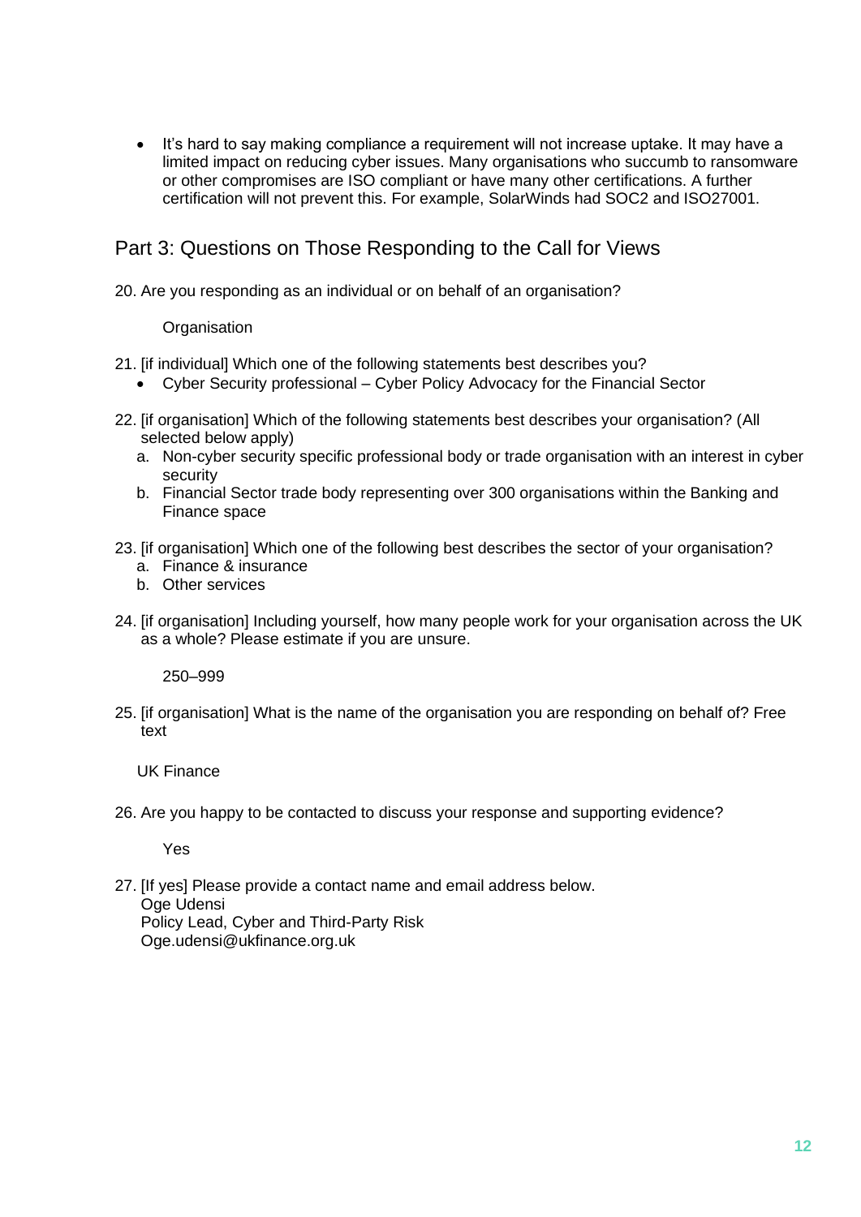- It's hard to say making compliance a requirement will not increase uptake. It may have a limited impact on reducing cyber issues. Many organisations who succumb to ransomware or other compromises are ISO compliant or have many other certifications. A further certification will not prevent this. For example, SolarWinds had SOC2 and ISO27001.

## Part 3: Questions on Those Responding to the Call for Views

20. Are you responding as an individual or on behalf of an organisation?

    Organisation

21. [if individual] Which one of the following statements best describes you?
    - Cyber Security professional – Cyber Policy Advocacy for the Financial Sector

22. [if organisation] Which of the following statements best describes your organisation? (All selected below apply)
    a. Non-cyber security specific professional body or trade organisation with an interest in cyber security
    b. Financial Sector trade body representing over 300 organisations within the Banking and Finance space

23. [if organisation] Which one of the following best describes the sector of your organisation?
    a. Finance & insurance
    b. Other services

24. [if organisation] Including yourself, how many people work for your organisation across the UK as a whole? Please estimate if you are unsure.

    250–999

25. [if organisation] What is the name of the organisation you are responding on behalf of? Free text

    UK Finance

26. Are you happy to be contacted to discuss your response and supporting evidence?

    Yes

27. [If yes] Please provide a contact name and email address below.
    Oge Udensi
    Policy Lead, Cyber and Third-Party Risk
    Oge.udensi@ukfinance.org.uk